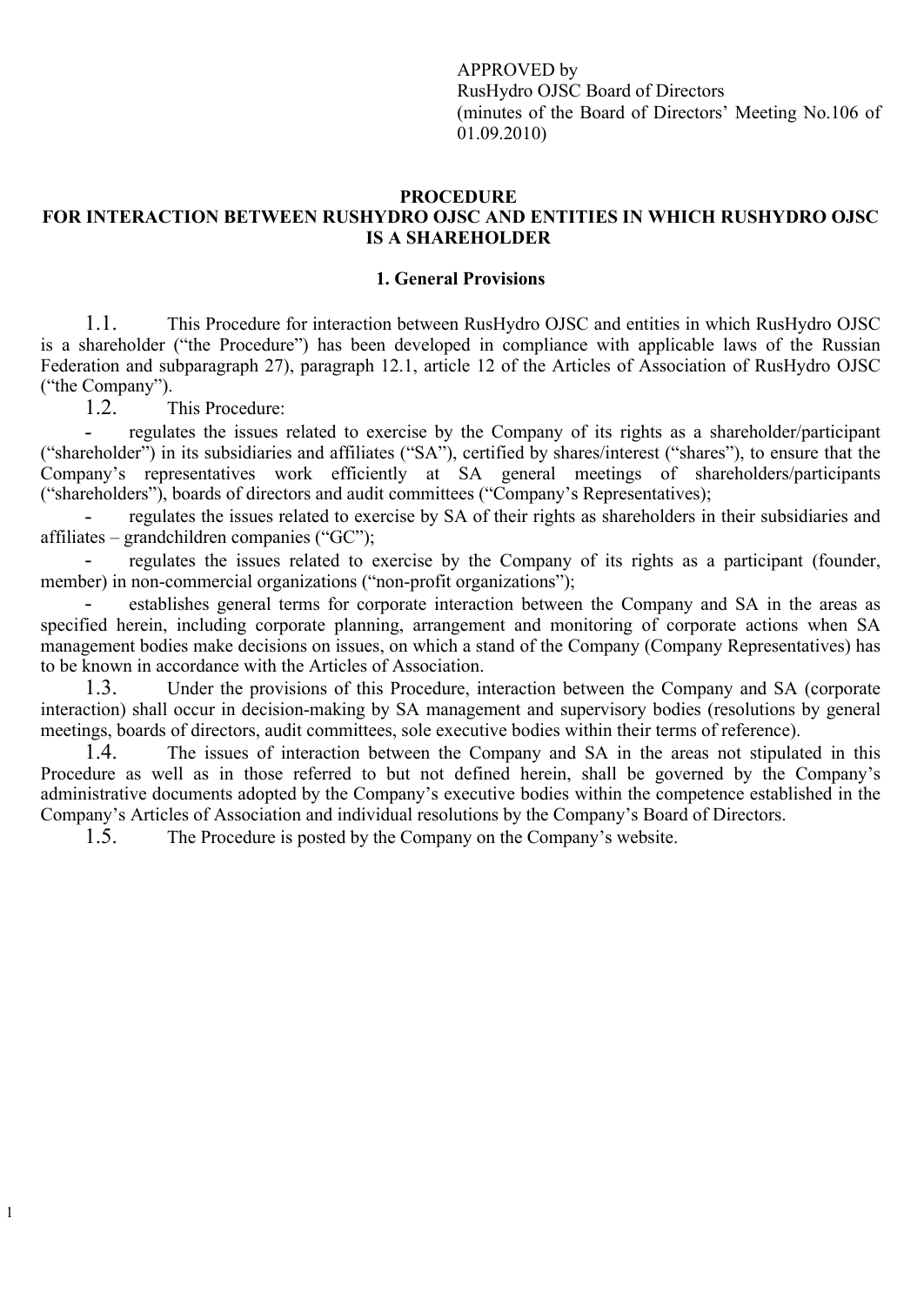APPROVED by
RusHydro OJSC Board of Directors
(minutes of the Board of Directors' Meeting No.106 of 01.09.2010)

# PROCEDURE
# FOR INTERACTION BETWEEN RUSHYDRO OJSC AND ENTITIES IN WHICH RUSHYDRO OJSC IS A SHAREHOLDER

## 1. General Provisions

1.1. This Procedure for interaction between RusHydro OJSC and entities in which RusHydro OJSC is a shareholder ("the Procedure") has been developed in compliance with applicable laws of the Russian Federation and subparagraph 27), paragraph 12.1, article 12 of the Articles of Association of RusHydro OJSC ("the Company").

1.2. This Procedure:

- regulates the issues related to exercise by the Company of its rights as a shareholder/participant ("shareholder") in its subsidiaries and affiliates ("SA"), certified by shares/interest ("shares"), to ensure that the Company's representatives work efficiently at SA general meetings of shareholders/participants ("shareholders"), boards of directors and audit committees ("Company's Representatives);
- regulates the issues related to exercise by SA of their rights as shareholders in their subsidiaries and affiliates – grandchildren companies ("GC");
- regulates the issues related to exercise by the Company of its rights as a participant (founder, member) in non-commercial organizations ("non-profit organizations");
- establishes general terms for corporate interaction between the Company and SA in the areas as specified herein, including corporate planning, arrangement and monitoring of corporate actions when SA management bodies make decisions on issues, on which a stand of the Company (Company Representatives) has to be known in accordance with the Articles of Association.

1.3. Under the provisions of this Procedure, interaction between the Company and SA (corporate interaction) shall occur in decision-making by SA management and supervisory bodies (resolutions by general meetings, boards of directors, audit committees, sole executive bodies within their terms of reference).

1.4. The issues of interaction between the Company and SA in the areas not stipulated in this Procedure as well as in those referred to but not defined herein, shall be governed by the Company's administrative documents adopted by the Company's executive bodies within the competence established in the Company's Articles of Association and individual resolutions by the Company's Board of Directors.

1.5. The Procedure is posted by the Company on the Company's website.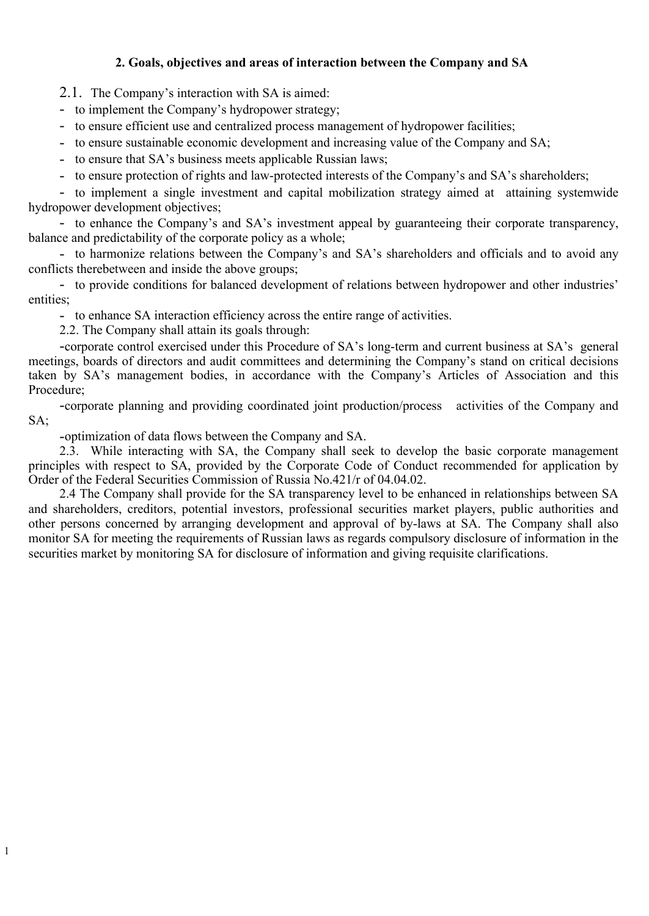## 2. Goals, objectives and areas of interaction between the Company and SA

2.1. The Company's interaction with SA is aimed:

- to implement the Company's hydropower strategy;
- to ensure efficient use and centralized process management of hydropower facilities;
- to ensure sustainable economic development and increasing value of the Company and SA;
- to ensure that SA's business meets applicable Russian laws;
- to ensure protection of rights and law-protected interests of the Company's and SA's shareholders;
- to implement a single investment and capital mobilization strategy aimed at attaining systemwide hydropower development objectives;
- to enhance the Company's and SA's investment appeal by guaranteeing their corporate transparency, balance and predictability of the corporate policy as a whole;
- to harmonize relations between the Company's and SA's shareholders and officials and to avoid any conflicts therebetween and inside the above groups;
- to provide conditions for balanced development of relations between hydropower and other industries' entities;
- to enhance SA interaction efficiency across the entire range of activities.

2.2. The Company shall attain its goals through:

- corporate control exercised under this Procedure of SA's long-term and current business at SA's general meetings, boards of directors and audit committees and determining the Company's stand on critical decisions taken by SA's management bodies, in accordance with the Company's Articles of Association and this Procedure;
- corporate planning and providing coordinated joint production/process activities of the Company and SA;
- optimization of data flows between the Company and SA.

2.3. While interacting with SA, the Company shall seek to develop the basic corporate management principles with respect to SA, provided by the Corporate Code of Conduct recommended for application by Order of the Federal Securities Commission of Russia No.421/r of 04.04.02.

2.4 The Company shall provide for the SA transparency level to be enhanced in relationships between SA and shareholders, creditors, potential investors, professional securities market players, public authorities and other persons concerned by arranging development and approval of by-laws at SA. The Company shall also monitor SA for meeting the requirements of Russian laws as regards compulsory disclosure of information in the securities market by monitoring SA for disclosure of information and giving requisite clarifications.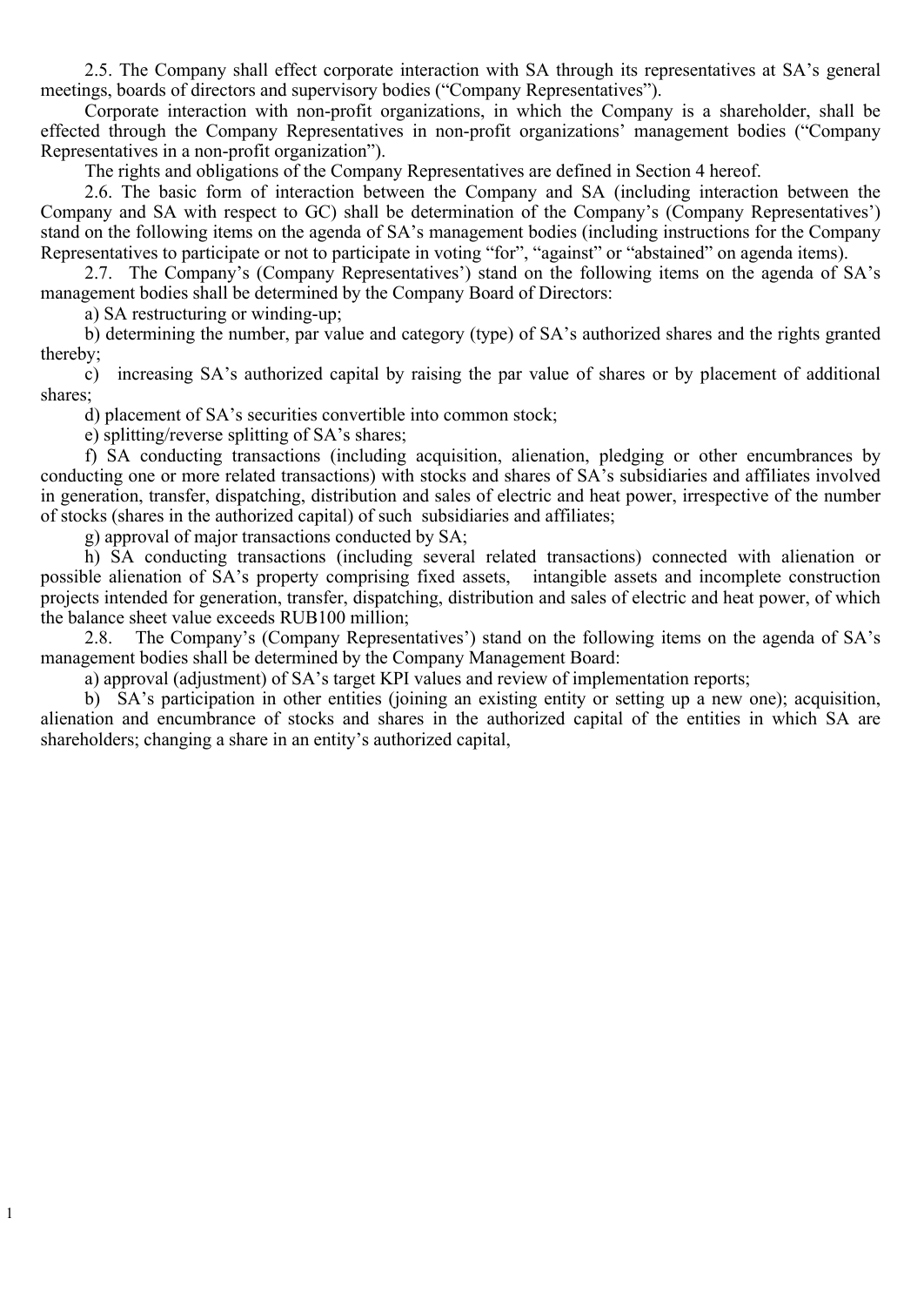2.5. The Company shall effect corporate interaction with SA through its representatives at SA's general meetings, boards of directors and supervisory bodies ("Company Representatives").

Corporate interaction with non-profit organizations, in which the Company is a shareholder, shall be effected through the Company Representatives in non-profit organizations' management bodies ("Company Representatives in a non-profit organization").

The rights and obligations of the Company Representatives are defined in Section 4 hereof.

2.6. The basic form of interaction between the Company and SA (including interaction between the Company and SA with respect to GC) shall be determination of the Company's (Company Representatives') stand on the following items on the agenda of SA's management bodies (including instructions for the Company Representatives to participate or not to participate in voting "for", "against" or "abstained" on agenda items).

2.7. The Company's (Company Representatives') stand on the following items on the agenda of SA's management bodies shall be determined by the Company Board of Directors:

a) SA restructuring or winding-up;

b) determining the number, par value and category (type) of SA's authorized shares and the rights granted thereby;

c) increasing SA's authorized capital by raising the par value of shares or by placement of additional shares;

d) placement of SA's securities convertible into common stock;

e) splitting/reverse splitting of SA's shares;

f) SA conducting transactions (including acquisition, alienation, pledging or other encumbrances by conducting one or more related transactions) with stocks and shares of SA's subsidiaries and affiliates involved in generation, transfer, dispatching, distribution and sales of electric and heat power, irrespective of the number of stocks (shares in the authorized capital) of such subsidiaries and affiliates;

g) approval of major transactions conducted by SA;

h) SA conducting transactions (including several related transactions) connected with alienation or possible alienation of SA's property comprising fixed assets, intangible assets and incomplete construction projects intended for generation, transfer, dispatching, distribution and sales of electric and heat power, of which the balance sheet value exceeds RUB100 million;

2.8. The Company's (Company Representatives') stand on the following items on the agenda of SA's management bodies shall be determined by the Company Management Board:

a) approval (adjustment) of SA's target KPI values and review of implementation reports;

b) SA's participation in other entities (joining an existing entity or setting up a new one); acquisition, alienation and encumbrance of stocks and shares in the authorized capital of the entities in which SA are shareholders; changing a share in an entity's authorized capital,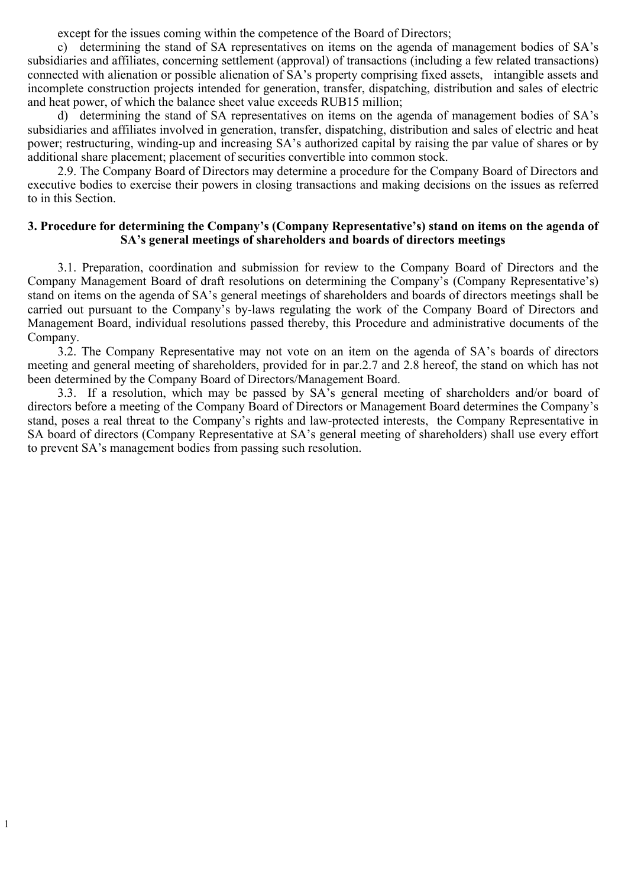except for the issues coming within the competence of the Board of Directors;

c) determining the stand of SA representatives on items on the agenda of management bodies of SA's subsidiaries and affiliates, concerning settlement (approval) of transactions (including a few related transactions) connected with alienation or possible alienation of SA's property comprising fixed assets, intangible assets and incomplete construction projects intended for generation, transfer, dispatching, distribution and sales of electric and heat power, of which the balance sheet value exceeds RUB15 million;

d) determining the stand of SA representatives on items on the agenda of management bodies of SA's subsidiaries and affiliates involved in generation, transfer, dispatching, distribution and sales of electric and heat power; restructuring, winding-up and increasing SA's authorized capital by raising the par value of shares or by additional share placement; placement of securities convertible into common stock.

2.9. The Company Board of Directors may determine a procedure for the Company Board of Directors and executive bodies to exercise their powers in closing transactions and making decisions on the issues as referred to in this Section.

## 3. Procedure for determining the Company's (Company Representative's) stand on items on the agenda of SA's general meetings of shareholders and boards of directors meetings

3.1. Preparation, coordination and submission for review to the Company Board of Directors and the Company Management Board of draft resolutions on determining the Company's (Company Representative's) stand on items on the agenda of SA's general meetings of shareholders and boards of directors meetings shall be carried out pursuant to the Company's by-laws regulating the work of the Company Board of Directors and Management Board, individual resolutions passed thereby, this Procedure and administrative documents of the Company.

3.2. The Company Representative may not vote on an item on the agenda of SA's boards of directors meeting and general meeting of shareholders, provided for in par.2.7 and 2.8 hereof, the stand on which has not been determined by the Company Board of Directors/Management Board.

3.3. If a resolution, which may be passed by SA's general meeting of shareholders and/or board of directors before a meeting of the Company Board of Directors or Management Board determines the Company's stand, poses a real threat to the Company's rights and law-protected interests, the Company Representative in SA board of directors (Company Representative at SA's general meeting of shareholders) shall use every effort to prevent SA's management bodies from passing such resolution.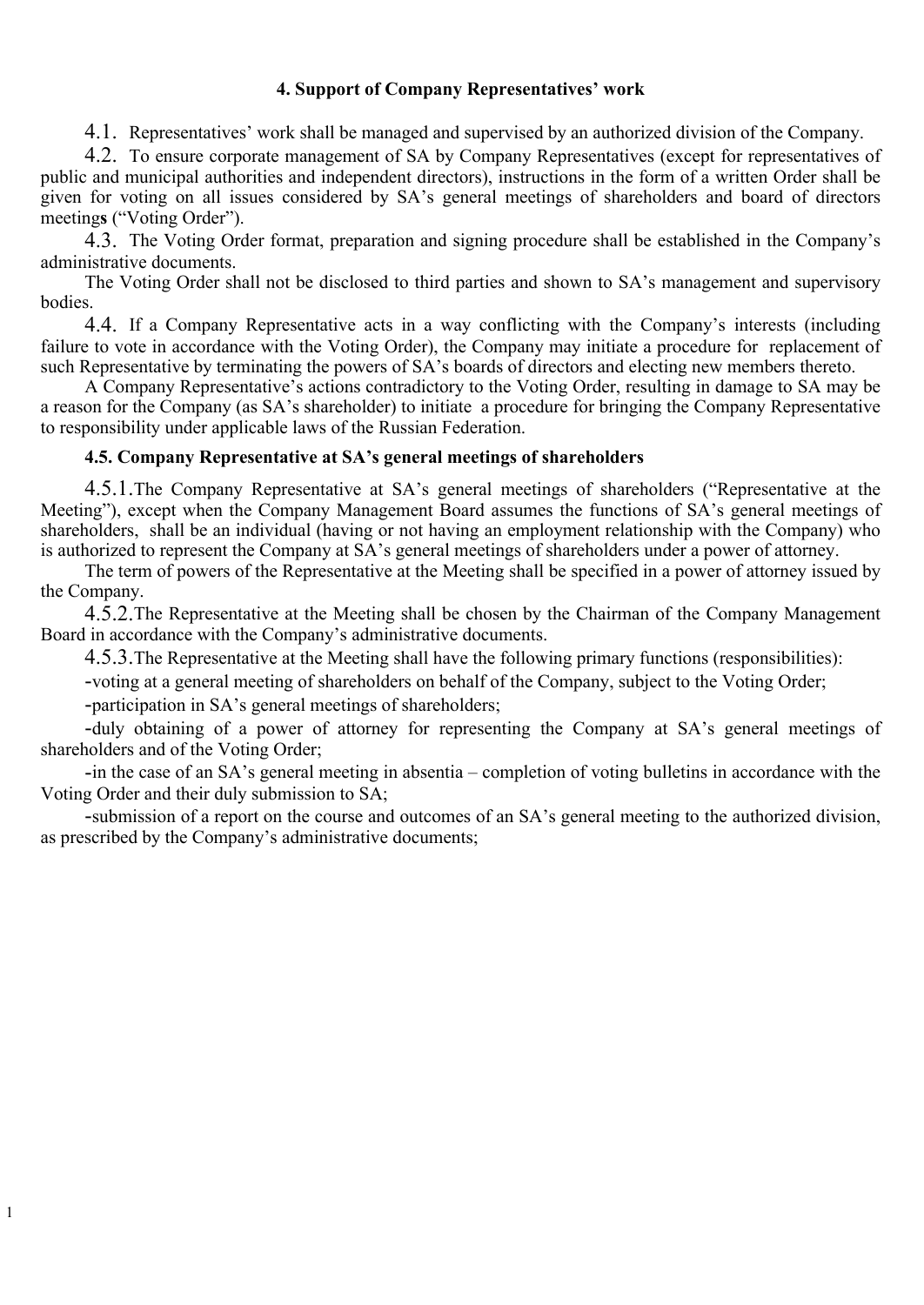### 4. Support of Company Representatives' work

4.1. Representatives' work shall be managed and supervised by an authorized division of the Company.

4.2. To ensure corporate management of SA by Company Representatives (except for representatives of public and municipal authorities and independent directors), instructions in the form of a written Order shall be given for voting on all issues considered by SA's general meetings of shareholders and board of directors meetings ("Voting Order").

4.3. The Voting Order format, preparation and signing procedure shall be established in the Company's administrative documents.

The Voting Order shall not be disclosed to third parties and shown to SA's management and supervisory bodies.

4.4. If a Company Representative acts in a way conflicting with the Company's interests (including failure to vote in accordance with the Voting Order), the Company may initiate a procedure for replacement of such Representative by terminating the powers of SA's boards of directors and electing new members thereto.

A Company Representative's actions contradictory to the Voting Order, resulting in damage to SA may be a reason for the Company (as SA's shareholder) to initiate a procedure for bringing the Company Representative to responsibility under applicable laws of the Russian Federation.

#### 4.5. Company Representative at SA's general meetings of shareholders

4.5.1. The Company Representative at SA's general meetings of shareholders ("Representative at the Meeting"), except when the Company Management Board assumes the functions of SA's general meetings of shareholders, shall be an individual (having or not having an employment relationship with the Company) who is authorized to represent the Company at SA's general meetings of shareholders under a power of attorney.

The term of powers of the Representative at the Meeting shall be specified in a power of attorney issued by the Company.

4.5.2. The Representative at the Meeting shall be chosen by the Chairman of the Company Management Board in accordance with the Company's administrative documents.

4.5.3. The Representative at the Meeting shall have the following primary functions (responsibilities):

- voting at a general meeting of shareholders on behalf of the Company, subject to the Voting Order;
- participation in SA's general meetings of shareholders;
- duly obtaining of a power of attorney for representing the Company at SA's general meetings of shareholders and of the Voting Order;
- in the case of an SA's general meeting in absentia – completion of voting bulletins in accordance with the Voting Order and their duly submission to SA;
- submission of a report on the course and outcomes of an SA's general meeting to the authorized division, as prescribed by the Company's administrative documents;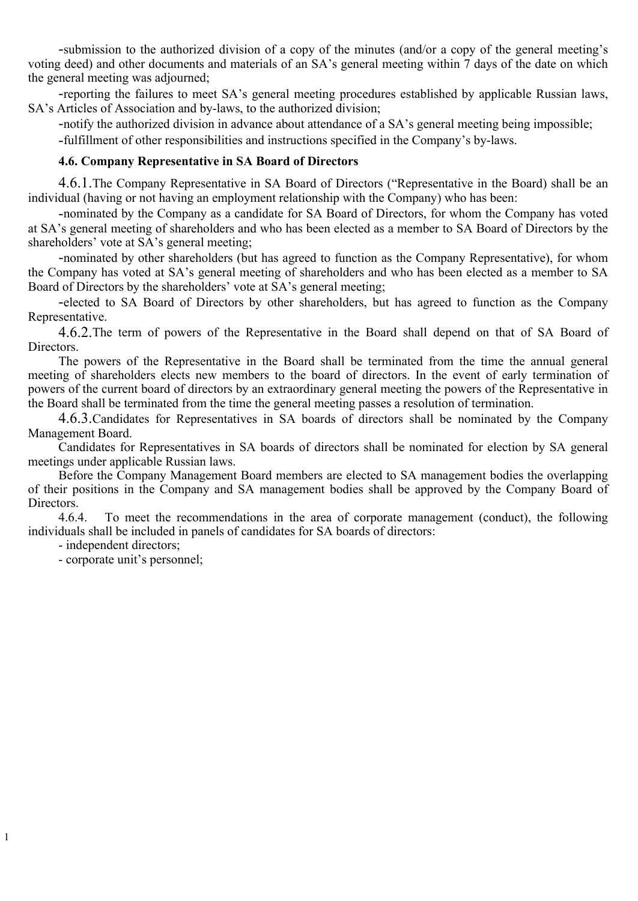-submission to the authorized division of a copy of the minutes (and/or a copy of the general meeting's voting deed) and other documents and materials of an SA's general meeting within 7 days of the date on which the general meeting was adjourned;

-reporting the failures to meet SA's general meeting procedures established by applicable Russian laws, SA's Articles of Association and by-laws, to the authorized division;

-notify the authorized division in advance about attendance of a SA's general meeting being impossible;

-fulfillment of other responsibilities and instructions specified in the Company's by-laws.

**4.6. Company Representative in SA Board of Directors**

4.6.1.The Company Representative in SA Board of Directors ("Representative in the Board) shall be an individual (having or not having an employment relationship with the Company) who has been:

-nominated by the Company as a candidate for SA Board of Directors, for whom the Company has voted at SA's general meeting of shareholders and who has been elected as a member to SA Board of Directors by the shareholders' vote at SA's general meeting;

-nominated by other shareholders (but has agreed to function as the Company Representative), for whom the Company has voted at SA's general meeting of shareholders and who has been elected as a member to SA Board of Directors by the shareholders' vote at SA's general meeting;

-elected to SA Board of Directors by other shareholders, but has agreed to function as the Company Representative.

4.6.2.The term of powers of the Representative in the Board shall depend on that of SA Board of Directors.

The powers of the Representative in the Board shall be terminated from the time the annual general meeting of shareholders elects new members to the board of directors. In the event of early termination of powers of the current board of directors by an extraordinary general meeting the powers of the Representative in the Board shall be terminated from the time the general meeting passes a resolution of termination.

4.6.3.Candidates for Representatives in SA boards of directors shall be nominated by the Company Management Board.

Candidates for Representatives in SA boards of directors shall be nominated for election by SA general meetings under applicable Russian laws.

Before the Company Management Board members are elected to SA management bodies the overlapping of their positions in the Company and SA management bodies shall be approved by the Company Board of Directors.

4.6.4. To meet the recommendations in the area of corporate management (conduct), the following individuals shall be included in panels of candidates for SA boards of directors:

- independent directors;
- corporate unit's personnel;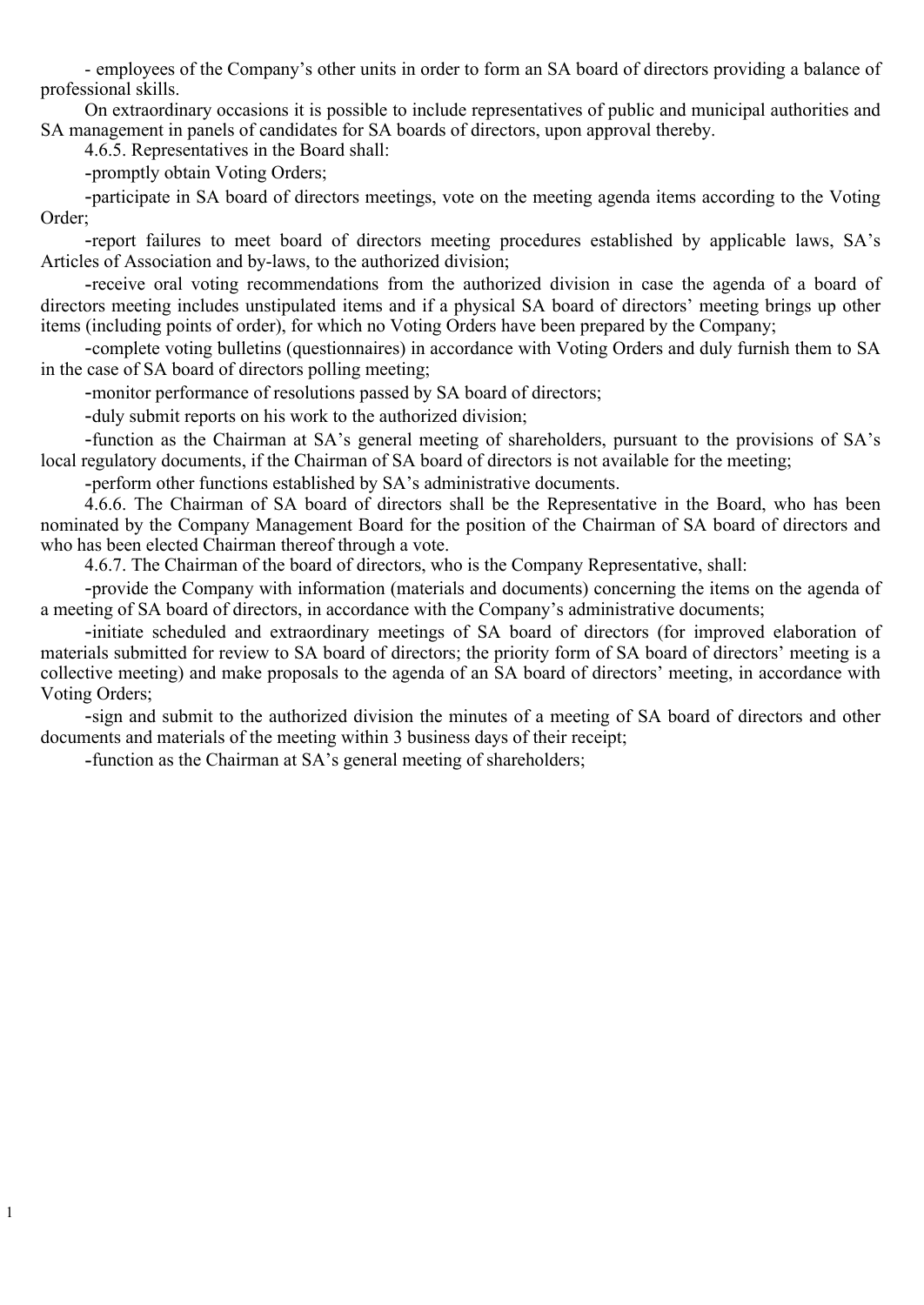- employees of the Company's other units in order to form an SA board of directors providing a balance of professional skills.

On extraordinary occasions it is possible to include representatives of public and municipal authorities and SA management in panels of candidates for SA boards of directors, upon approval thereby.

4.6.5. Representatives in the Board shall:

- promptly obtain Voting Orders;
- participate in SA board of directors meetings, vote on the meeting agenda items according to the Voting Order;
- report failures to meet board of directors meeting procedures established by applicable laws, SA's Articles of Association and by-laws, to the authorized division;
- receive oral voting recommendations from the authorized division in case the agenda of a board of directors meeting includes unstipulated items and if a physical SA board of directors' meeting brings up other items (including points of order), for which no Voting Orders have been prepared by the Company;
- complete voting bulletins (questionnaires) in accordance with Voting Orders and duly furnish them to SA in the case of SA board of directors polling meeting;
- monitor performance of resolutions passed by SA board of directors;
- duly submit reports on his work to the authorized division;
- function as the Chairman at SA's general meeting of shareholders, pursuant to the provisions of SA's local regulatory documents, if the Chairman of SA board of directors is not available for the meeting;
- perform other functions established by SA's administrative documents.

4.6.6. The Chairman of SA board of directors shall be the Representative in the Board, who has been nominated by the Company Management Board for the position of the Chairman of SA board of directors and who has been elected Chairman thereof through a vote.

4.6.7. The Chairman of the board of directors, who is the Company Representative, shall:

- provide the Company with information (materials and documents) concerning the items on the agenda of a meeting of SA board of directors, in accordance with the Company's administrative documents;
- initiate scheduled and extraordinary meetings of SA board of directors (for improved elaboration of materials submitted for review to SA board of directors; the priority form of SA board of directors' meeting is a collective meeting) and make proposals to the agenda of an SA board of directors' meeting, in accordance with Voting Orders;
- sign and submit to the authorized division the minutes of a meeting of SA board of directors and other documents and materials of the meeting within 3 business days of their receipt;
- function as the Chairman at SA's general meeting of shareholders;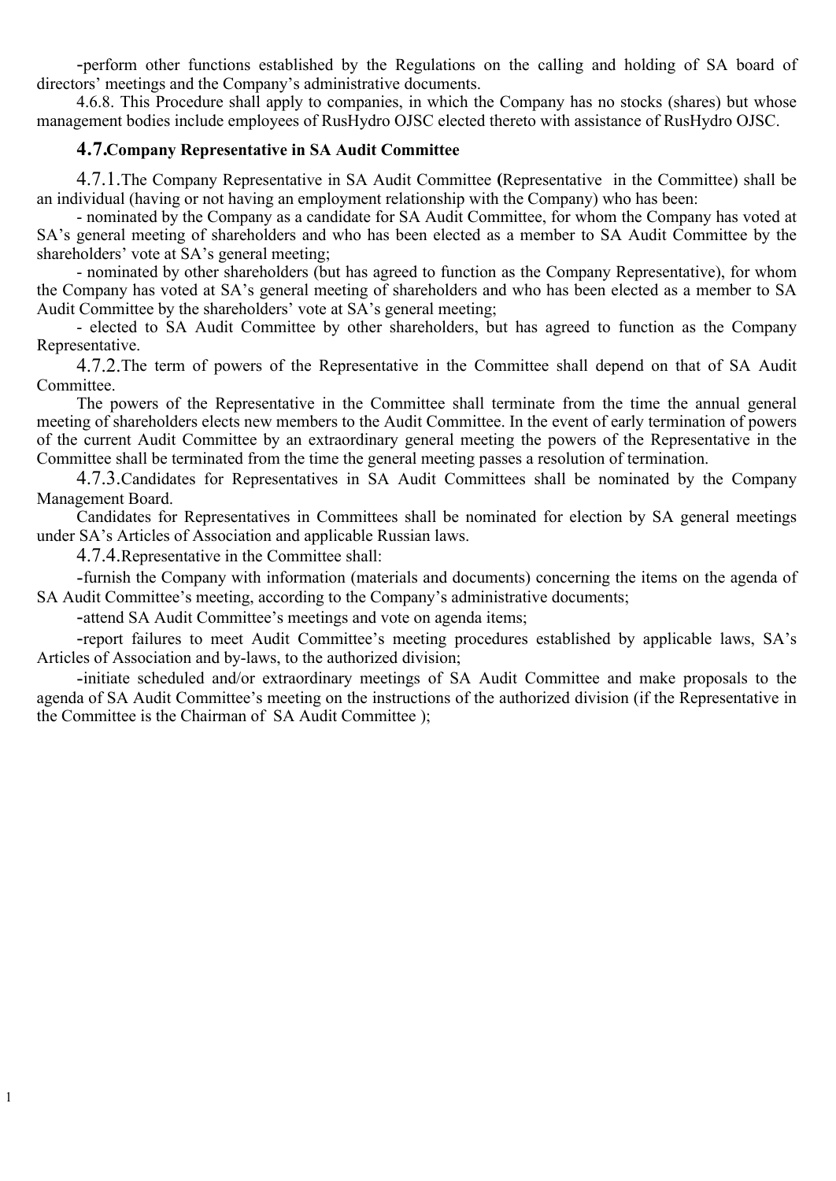-perform other functions established by the Regulations on the calling and holding of SA board of directors' meetings and the Company's administrative documents.

4.6.8. This Procedure shall apply to companies, in which the Company has no stocks (shares) but whose management bodies include employees of RusHydro OJSC elected thereto with assistance of RusHydro OJSC.

### 4.7. Company Representative in SA Audit Committee

4.7.1. The Company Representative in SA Audit Committee **(**Representative in the Committee) shall be an individual (having or not having an employment relationship with the Company) who has been:

- nominated by the Company as a candidate for SA Audit Committee, for whom the Company has voted at SA's general meeting of shareholders and who has been elected as a member to SA Audit Committee by the shareholders' vote at SA's general meeting;
- nominated by other shareholders (but has agreed to function as the Company Representative), for whom the Company has voted at SA's general meeting of shareholders and who has been elected as a member to SA Audit Committee by the shareholders' vote at SA's general meeting;
- elected to SA Audit Committee by other shareholders, but has agreed to function as the Company Representative.

4.7.2. The term of powers of the Representative in the Committee shall depend on that of SA Audit Committee.

The powers of the Representative in the Committee shall terminate from the time the annual general meeting of shareholders elects new members to the Audit Committee. In the event of early termination of powers of the current Audit Committee by an extraordinary general meeting the powers of the Representative in the Committee shall be terminated from the time the general meeting passes a resolution of termination.

4.7.3. Candidates for Representatives in SA Audit Committees shall be nominated by the Company Management Board.

Candidates for Representatives in Committees shall be nominated for election by SA general meetings under SA's Articles of Association and applicable Russian laws.

4.7.4. Representative in the Committee shall:

-furnish the Company with information (materials and documents) concerning the items on the agenda of SA Audit Committee's meeting, according to the Company's administrative documents;

-attend SA Audit Committee's meetings and vote on agenda items;

-report failures to meet Audit Committee's meeting procedures established by applicable laws, SA's Articles of Association and by-laws, to the authorized division;

-initiate scheduled and/or extraordinary meetings of SA Audit Committee and make proposals to the agenda of SA Audit Committee's meeting on the instructions of the authorized division (if the Representative in the Committee is the Chairman of SA Audit Committee );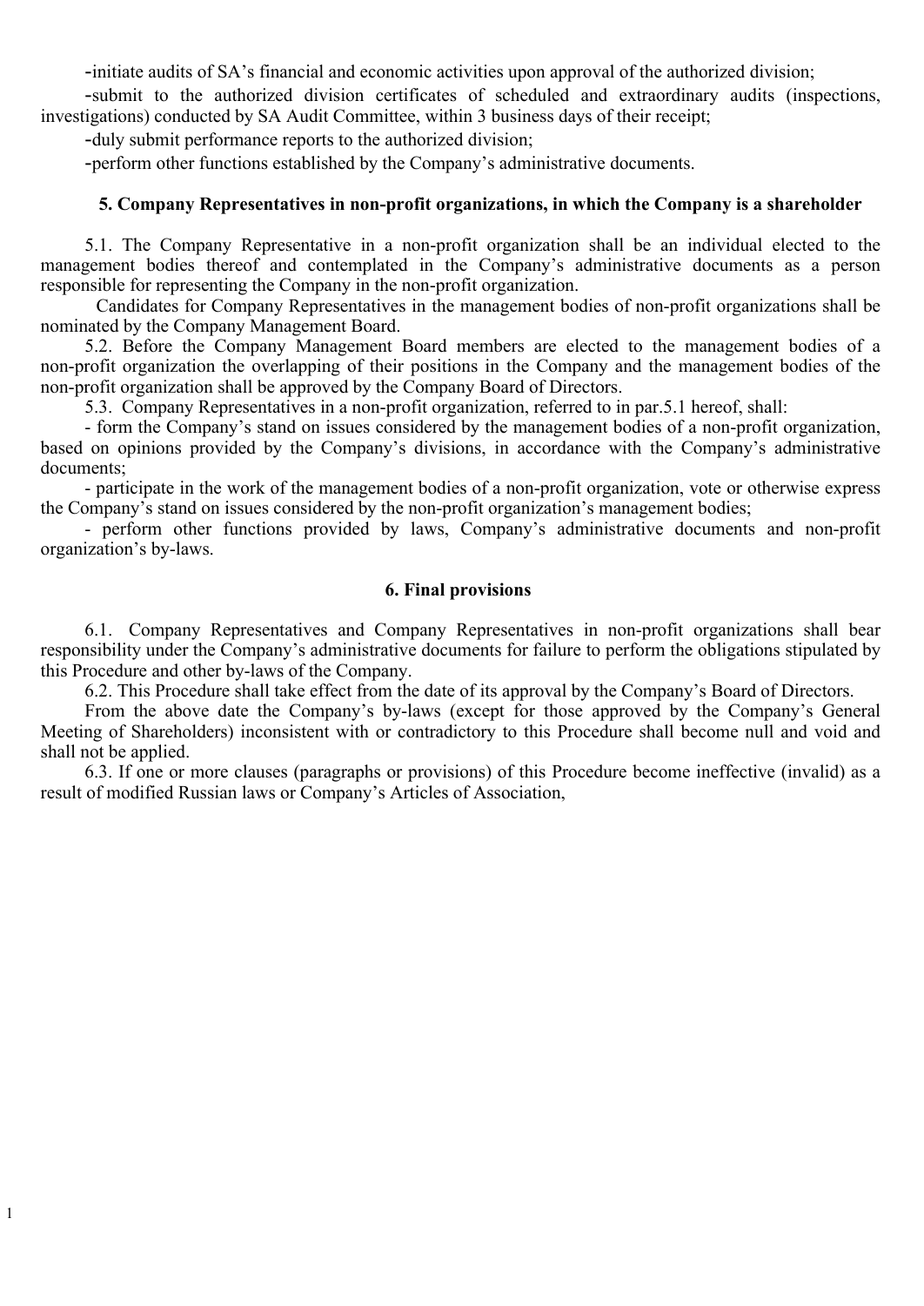-initiate audits of SA's financial and economic activities upon approval of the authorized division;

-submit to the authorized division certificates of scheduled and extraordinary audits (inspections, investigations) conducted by SA Audit Committee, within 3 business days of their receipt;

-duly submit performance reports to the authorized division;

-perform other functions established by the Company's administrative documents.

## 5. Company Representatives in non-profit organizations, in which the Company is a shareholder

5.1. The Company Representative in a non-profit organization shall be an individual elected to the management bodies thereof and contemplated in the Company's administrative documents as a person responsible for representing the Company in the non-profit organization.

Candidates for Company Representatives in the management bodies of non-profit organizations shall be nominated by the Company Management Board.

5.2. Before the Company Management Board members are elected to the management bodies of a non-profit organization the overlapping of their positions in the Company and the management bodies of the non-profit organization shall be approved by the Company Board of Directors.

5.3. Company Representatives in a non-profit organization, referred to in par.5.1 hereof, shall:

- form the Company's stand on issues considered by the management bodies of a non-profit organization, based on opinions provided by the Company's divisions, in accordance with the Company's administrative documents;

- participate in the work of the management bodies of a non-profit organization, vote or otherwise express the Company's stand on issues considered by the non-profit organization's management bodies;

- perform other functions provided by laws, Company's administrative documents and non-profit organization's by-laws.

## 6. Final provisions

6.1. Company Representatives and Company Representatives in non-profit organizations shall bear responsibility under the Company's administrative documents for failure to perform the obligations stipulated by this Procedure and other by-laws of the Company.

6.2. This Procedure shall take effect from the date of its approval by the Company's Board of Directors.

From the above date the Company's by-laws (except for those approved by the Company's General Meeting of Shareholders) inconsistent with or contradictory to this Procedure shall become null and void and shall not be applied.

6.3. If one or more clauses (paragraphs or provisions) of this Procedure become ineffective (invalid) as a result of modified Russian laws or Company's Articles of Association,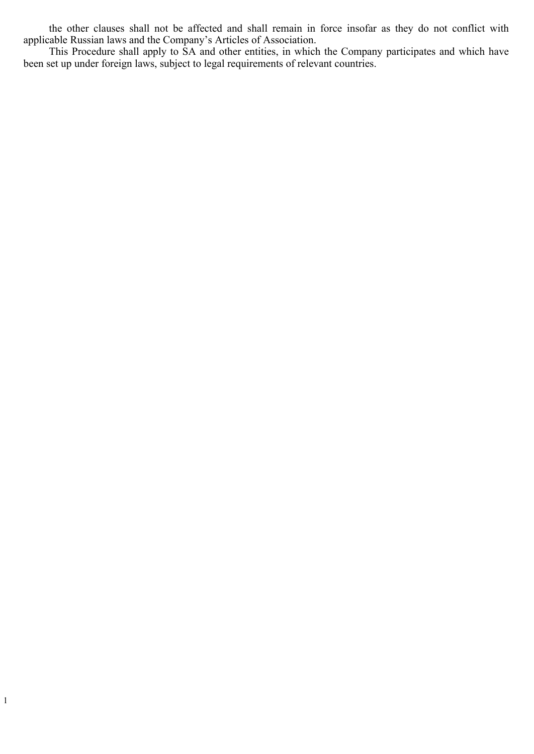the other clauses shall not be affected and shall remain in force insofar as they do not conflict with applicable Russian laws and the Company's Articles of Association.

This Procedure shall apply to SA and other entities, in which the Company participates and which have been set up under foreign laws, subject to legal requirements of relevant countries.